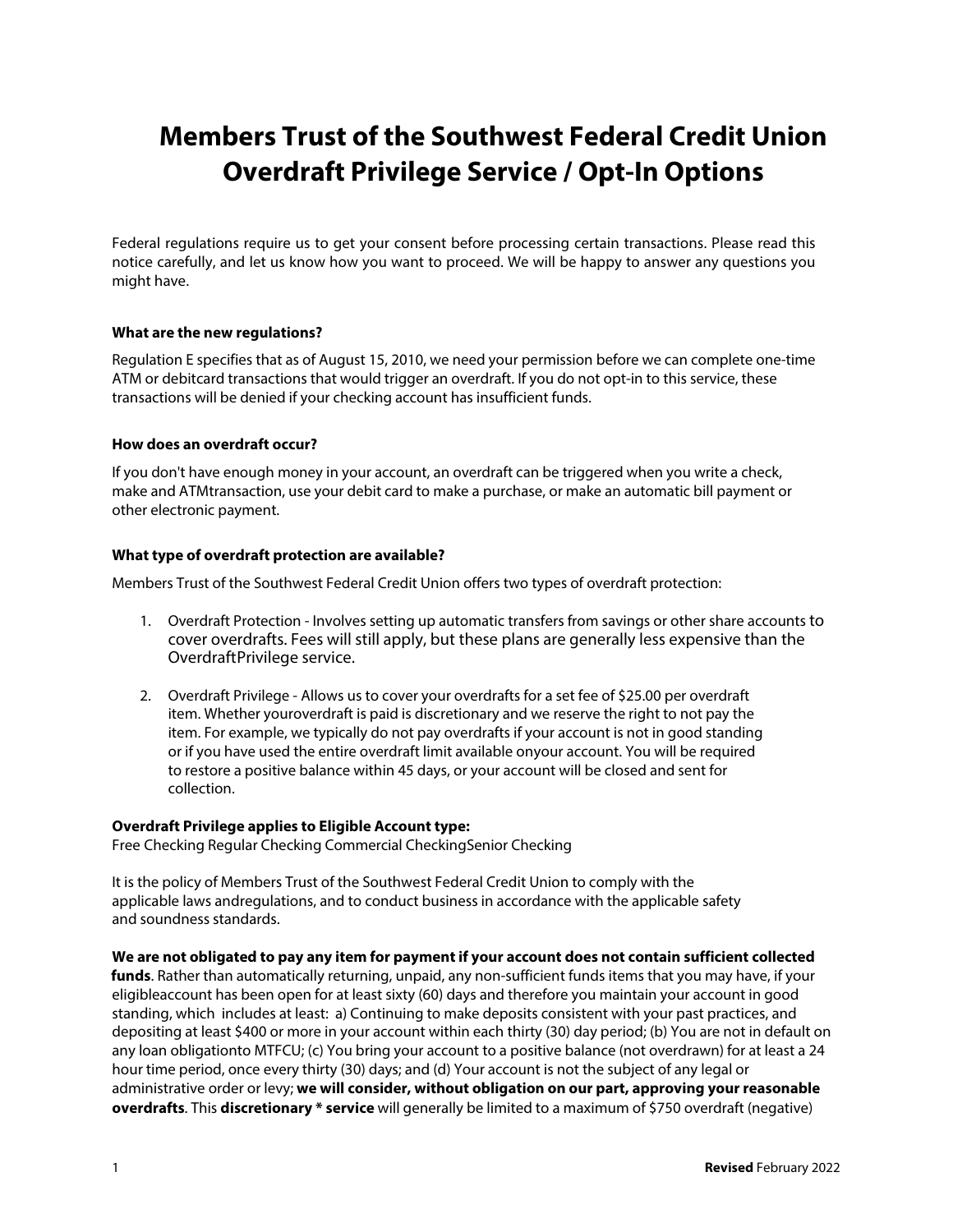# Members Trust of the Southwest Federal Credit Union Overdraft Privilege Service / Opt-In Options

Federal regulations require us to get your consent before processing certain transactions. Please read this notice carefully, and let us know how you want to proceed. We will be happy to answer any questions you might have.

**What are the new regulations?**

Regulation E specifies that as of August 15, 2010, we need your permission before we can complete one-time ATM or debitcard transactions that would trigger an overdraft. If you do not opt-in to this service, these transactions will be denied if your checking account has insufficient funds.

**How does an overdraft occur?**

If you don't have enough money in your account, an overdraft can be triggered when you write a check, make and ATMtransaction, use your debit card to make a purchase, or make an automatic bill payment or other electronic payment.

**What type of overdraft protection are available?**

Members Trust of the Southwest Federal Credit Union offers two types of overdraft protection:

1. Overdraft Protection - Involves setting up automatic transfers from savings or other share accounts to cover overdrafts. Fees will still apply, but these plans are generally less expensive than the OverdraftPrivilege service.

2. Overdraft Privilege - Allows us to cover your overdrafts for a set fee of $25.00 per overdraft item. Whether youroverdraft is paid is discretionary and we reserve the right to not pay the item. For example, we typically do not pay overdrafts if your account is not in good standing or if you have used the entire overdraft limit available onyour account. You will be required to restore a positive balance within 45 days, or your account will be closed and sent for collection.

**Overdraft Privilege applies to Eligible Account type:**
Free Checking Regular Checking Commercial CheckingSenior Checking

It is the policy of Members Trust of the Southwest Federal Credit Union to comply with the applicable laws andregulations, and to conduct business in accordance with the applicable safety and soundness standards.

**We are not obligated to pay any item for payment if your account does not contain sufficient collected funds**. Rather than automatically returning, unpaid, any non-sufficient funds items that you may have, if your eligibleaccount has been open for at least sixty (60) days and therefore you maintain your account in good standing, which includes at least: a) Continuing to make deposits consistent with your past practices, and depositing at least $400 or more in your account within each thirty (30) day period; (b) You are not in default on any loan obligationto MTFCU; (c) You bring your account to a positive balance (not overdrawn) for at least a 24 hour time period, once every thirty (30) days; and (d) Your account is not the subject of any legal or administrative order or levy; **we will consider, without obligation on our part, approving your reasonable overdrafts**. This **discretionary * service** will generally be limited to a maximum of $750 overdraft (negative)

**Revised** February 2022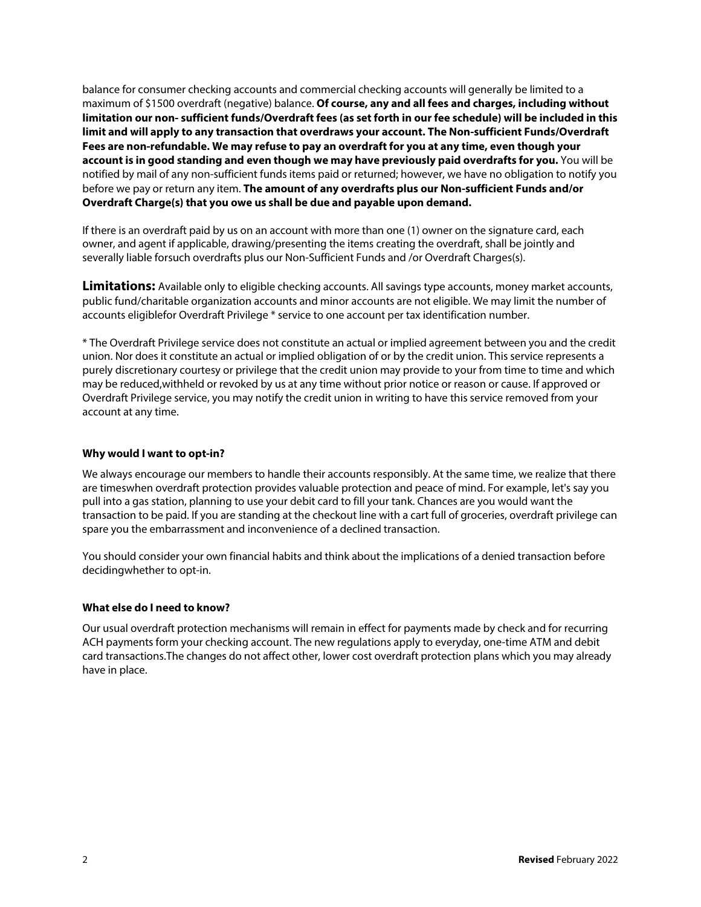balance for consumer checking accounts and commercial checking accounts will generally be limited to a maximum of $1500 overdraft (negative) balance. **Of course, any and all fees and charges, including without limitation our non- sufficient funds/Overdraft fees (as set forth in our fee schedule) will be included in this limit and will apply to any transaction that overdraws your account. The Non-sufficient Funds/Overdraft Fees are non-refundable. We may refuse to pay an overdraft for you at any time, even though your account is in good standing and even though we may have previously paid overdrafts for you.** You will be notified by mail of any non-sufficient funds items paid or returned; however, we have no obligation to notify you before we pay or return any item. **The amount of any overdrafts plus our Non-sufficient Funds and/or Overdraft Charge(s) that you owe us shall be due and payable upon demand.**

If there is an overdraft paid by us on an account with more than one (1) owner on the signature card, each owner, and agent if applicable, drawing/presenting the items creating the overdraft, shall be jointly and severally liable forsuch overdrafts plus our Non-Sufficient Funds and /or Overdraft Charges(s).

**Limitations:** Available only to eligible checking accounts. All savings type accounts, money market accounts, public fund/charitable organization accounts and minor accounts are not eligible. We may limit the number of accounts eligiblefor Overdraft Privilege * service to one account per tax identification number.

* The Overdraft Privilege service does not constitute an actual or implied agreement between you and the credit union. Nor does it constitute an actual or implied obligation of or by the credit union. This service represents a purely discretionary courtesy or privilege that the credit union may provide to your from time to time and which may be reduced,withheld or revoked by us at any time without prior notice or reason or cause. If approved or Overdraft Privilege service, you may notify the credit union in writing to have this service removed from your account at any time.

#### Why would I want to opt-in?

We always encourage our members to handle their accounts responsibly. At the same time, we realize that there are timeswhen overdraft protection provides valuable protection and peace of mind. For example, let's say you pull into a gas station, planning to use your debit card to fill your tank. Chances are you would want the transaction to be paid. If you are standing at the checkout line with a cart full of groceries, overdraft privilege can spare you the embarrassment and inconvenience of a declined transaction.

You should consider your own financial habits and think about the implications of a denied transaction before decidingwhether to opt-in.

#### What else do I need to know?

Our usual overdraft protection mechanisms will remain in effect for payments made by check and for recurring ACH payments form your checking account. The new regulations apply to everyday, one-time ATM and debit card transactions.The changes do not affect other, lower cost overdraft protection plans which you may already have in place.

**Revised** February 2022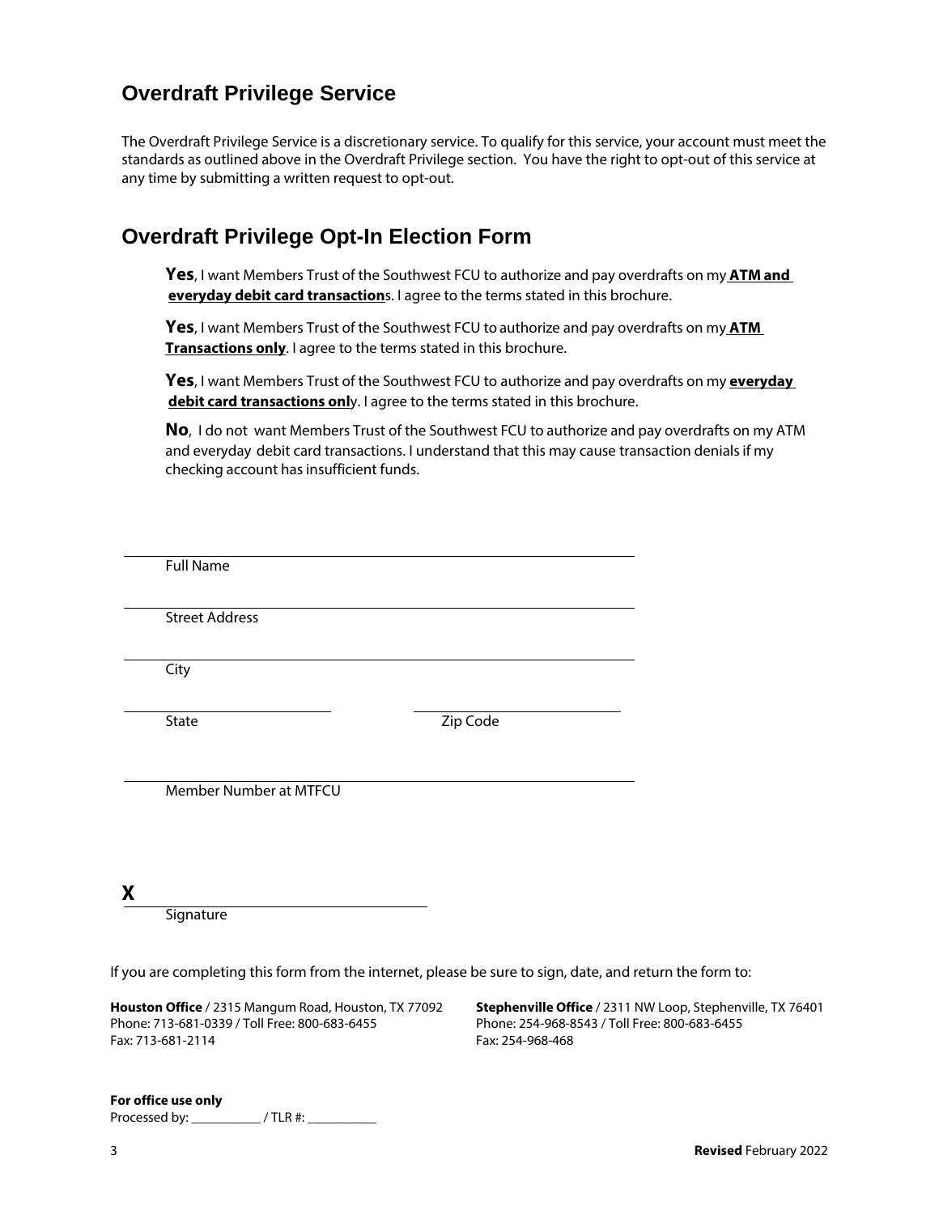## Overdraft Privilege Service

The Overdraft Privilege Service is a discretionary service. To qualify for this service, your account must meet the standards as outlined above in the Overdraft Privilege section. You have the right to opt-out of this service at any time by submitting a written request to opt-out.

## Overdraft Privilege Opt-In Election Form

**Yes**, I want Members Trust of the Southwest FCU to authorize and pay overdrafts on my **ATM and everyday debit card transaction**s. I agree to the terms stated in this brochure.

**Yes**, I want Members Trust of the Southwest FCU to authorize and pay overdrafts on my **ATM Transactions only**. I agree to the terms stated in this brochure.

**Yes**, I want Members Trust of the Southwest FCU to authorize and pay overdrafts on my **everyday debit card transactions onl**y. I agree to the terms stated in this brochure.

**No**, I do not want Members Trust of the Southwest FCU to authorize and pay overdrafts on my ATM and everyday debit card transactions. I understand that this may cause transaction denials if my checking account has insufficient funds.

\_\_\_\_\_\_\_\_\_\_\_\_\_\_\_\_\_\_\_\_\_\_\_\_\_\_\_\_\_\_\_\_\_\_\_\_\_\_\_\_\_\_\_\_
Full Name

\_\_\_\_\_\_\_\_\_\_\_\_\_\_\_\_\_\_\_\_\_\_\_\_\_\_\_\_\_\_\_\_\_\_\_\_\_\_\_\_\_\_\_\_
Street Address

\_\_\_\_\_\_\_\_\_\_\_\_\_\_\_\_\_\_\_\_\_\_\_\_\_\_\_\_\_\_\_\_\_\_\_\_\_\_\_\_\_\_\_\_
City

\_\_\_\_\_\_\_\_\_\_\_\_\_\_\_\_\_\_ \_\_\_\_\_\_\_\_\_\_\_\_\_\_\_\_\_\_
State Zip Code

\_\_\_\_\_\_\_\_\_\_\_\_\_\_\_\_\_\_\_\_\_\_\_\_\_\_\_\_\_\_\_\_\_\_\_\_\_\_\_\_\_\_\_\_
Member Number at MTFCU

**X** \_\_\_\_\_\_\_\_\_\_\_\_\_\_\_\_\_\_\_\_\_\_\_\_\_\_\_\_
Signature

If you are completing this form from the internet, please be sure to sign, date, and return the form to:

**Houston Office** / 2315 Mangum Road, Houston, TX 77092
Phone: 713-681-0339 / Toll Free: 800-683-6455
Fax: 713-681-2114

**Stephenville Office** / 2311 NW Loop, Stephenville, TX 76401
Phone: 254-968-8543 / Toll Free: 800-683-6455
Fax: 254-968-468

**For office use only**
Processed by: \_\_\_\_\_\_\_\_\_\_ / TLR #: \_\_\_\_\_\_\_\_\_\_

**Revised** February 2022